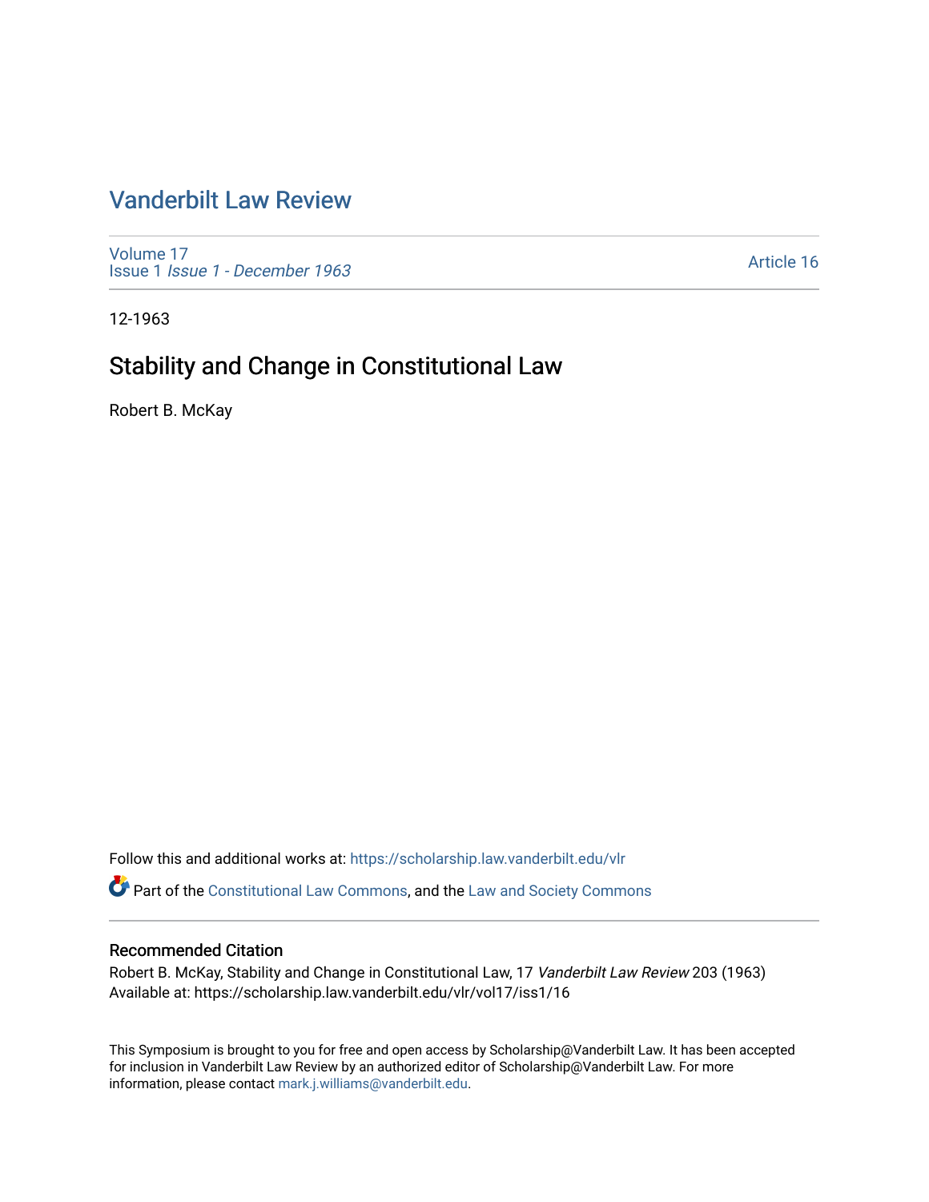# Vanderbilt Law Review

Volume 17
Issue 1 *Issue 1 - December 1963*

Article 16

12-1963

## Stability and Change in Constitutional Law

Robert B. McKay

Follow this and additional works at: https://scholarship.law.vanderbilt.edu/vlr

Part of the Constitutional Law Commons, and the Law and Society Commons

### Recommended Citation

Robert B. McKay, Stability and Change in Constitutional Law, 17 *Vanderbilt Law Review* 203 (1963)
Available at: https://scholarship.law.vanderbilt.edu/vlr/vol17/iss1/16

This Symposium is brought to you for free and open access by Scholarship@Vanderbilt Law. It has been accepted for inclusion in Vanderbilt Law Review by an authorized editor of Scholarship@Vanderbilt Law. For more information, please contact mark.j.williams@vanderbilt.edu.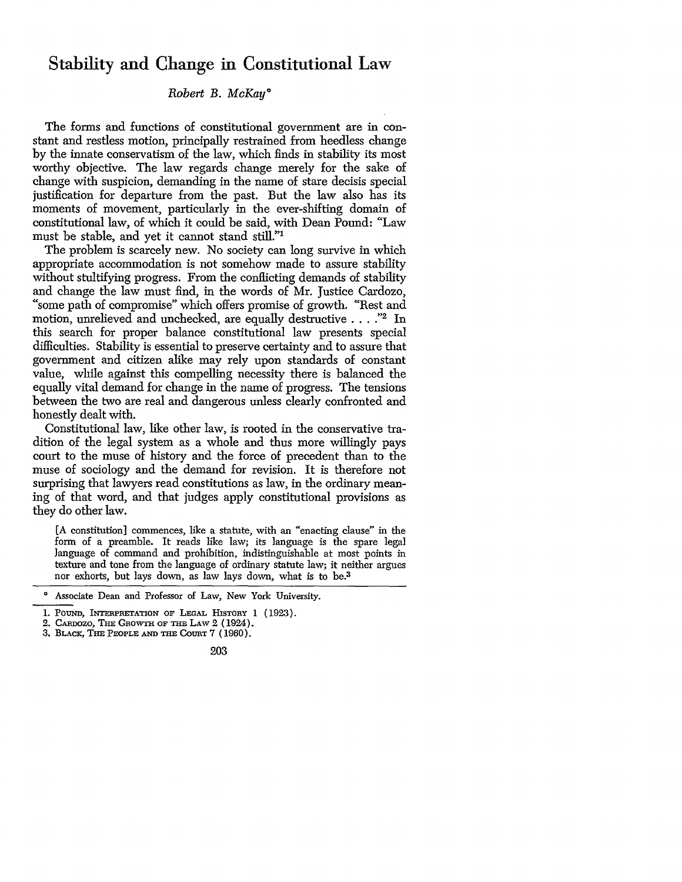# Stability and Change in Constitutional Law

*Robert B. McKay*°

The forms and functions of constitutional government are in constant and restless motion, principally restrained from heedless change by the innate conservatism of the law, which finds in stability its most worthy objective. The law regards change merely for the sake of change with suspicion, demanding in the name of stare decisis special justification for departure from the past. But the law also has its moments of movement, particularly in the ever-shifting domain of constitutional law, of which it could be said, with Dean Pound: "Law must be stable, and yet it cannot stand still."[1]

The problem is scarcely new. No society can long survive in which appropriate accommodation is not somehow made to assure stability without stultifying progress. From the conflicting demands of stability and change the law must find, in the words of Mr. Justice Cardozo, "some path of compromise" which offers promise of growth. "Rest and motion, unrelieved and unchecked, are equally destructive . . . ."[2] In this search for proper balance constitutional law presents special difficulties. Stability is essential to preserve certainty and to assure that government and citizen alike may rely upon standards of constant value, while against this compelling necessity there is balanced the equally vital demand for change in the name of progress. The tensions between the two are real and dangerous unless clearly confronted and honestly dealt with.

Constitutional law, like other law, is rooted in the conservative tradition of the legal system as a whole and thus more willingly pays court to the muse of history and the force of precedent than to the muse of sociology and the demand for revision. It is therefore not surprising that lawyers read constitutions as law, in the ordinary meaning of that word, and that judges apply constitutional provisions as they do other law.

> [A constitution] commences, like a statute, with an "enacting clause" in the form of a preamble. It reads like law; its language is the spare legal language of command and prohibition, indistinguishable at most points in texture and tone from the language of ordinary statute law; it neither argues nor exhorts, but lays down, as law lays down, what is to be.[3]

° Associate Dean and Professor of Law, New York University.

1. POUND, INTERPRETATION OF LEGAL HISTORY 1 (1923).
2. CARDOZO, THE GROWTH OF THE LAW 2 (1924).
3. BLACK, THE PEOPLE AND THE COURT 7 (1960).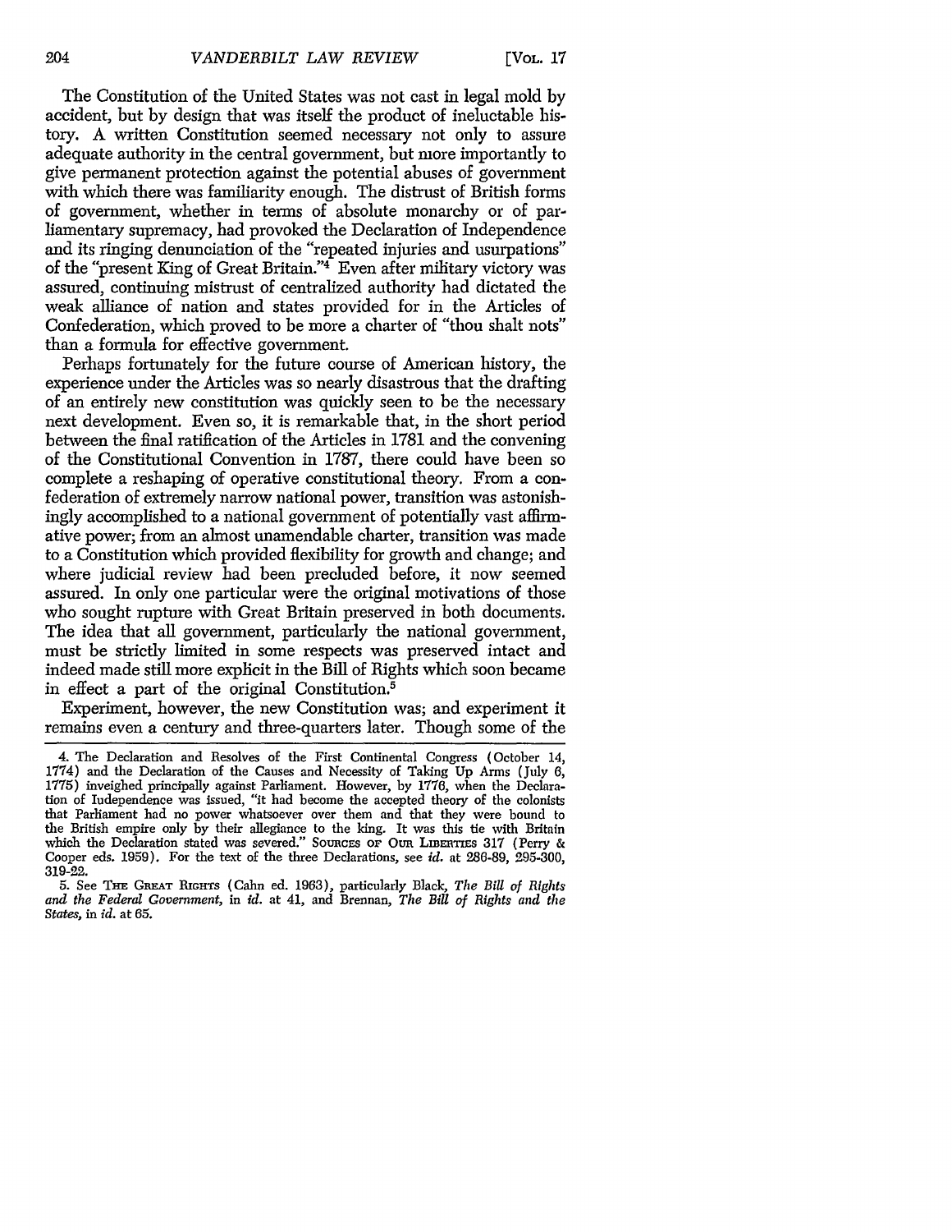The Constitution of the United States was not cast in legal mold by accident, but by design that was itself the product of ineluctable history. A written Constitution seemed necessary not only to assure adequate authority in the central government, but more importantly to give permanent protection against the potential abuses of government with which there was familiarity enough. The distrust of British forms of government, whether in terms of absolute monarchy or of parliamentary supremacy, had provoked the Declaration of Independence and its ringing denunciation of the "repeated injuries and usurpations" of the "present King of Great Britain."[4] Even after military victory was assured, continuing mistrust of centralized authority had dictated the weak alliance of nation and states provided for in the Articles of Confederation, which proved to be more a charter of "thou shalt nots" than a formula for effective government.

Perhaps fortunately for the future course of American history, the experience under the Articles was so nearly disastrous that the drafting of an entirely new constitution was quickly seen to be the necessary next development. Even so, it is remarkable that, in the short period between the final ratification of the Articles in 1781 and the convening of the Constitutional Convention in 1787, there could have been so complete a reshaping of operative constitutional theory. From a confederation of extremely narrow national power, transition was astonishingly accomplished to a national government of potentially vast affirmative power; from an almost unamendable charter, transition was made to a Constitution which provided flexibility for growth and change; and where judicial review had been precluded before, it now seemed assured. In only one particular were the original motivations of those who sought rupture with Great Britain preserved in both documents. The idea that all government, particularly the national government, must be strictly limited in some respects was preserved intact and indeed made still more explicit in the Bill of Rights which soon became in effect a part of the original Constitution.[5]

Experiment, however, the new Constitution was; and experiment it remains even a century and three-quarters later. Though some of the

---

4. The Declaration and Resolves of the First Continental Congress (October 14, 1774) and the Declaration of the Causes and Necessity of Taking Up Arms (July 6, 1775) inveighed principally against Parliament. However, by 1776, when the Declaration of Independence was issued, "it had become the accepted theory of the colonists that Parliament had no power whatsoever over them and that they were bound to the British empire only by their allegiance to the king. It was this tie with Britain which the Declaration stated was severed." SOURCES OF OUR LIBERTIES 317 (Perry & Cooper eds. 1959). For the text of the three Declarations, see *id.* at 286-89, 295-300, 319-22.

5. See THE GREAT RIGHTS (Cahn ed. 1963), particularly Black, *The Bill of Rights and the Federal Government*, in *id.* at 41, and Brennan, *The Bill of Rights and the States*, in *id.* at 65.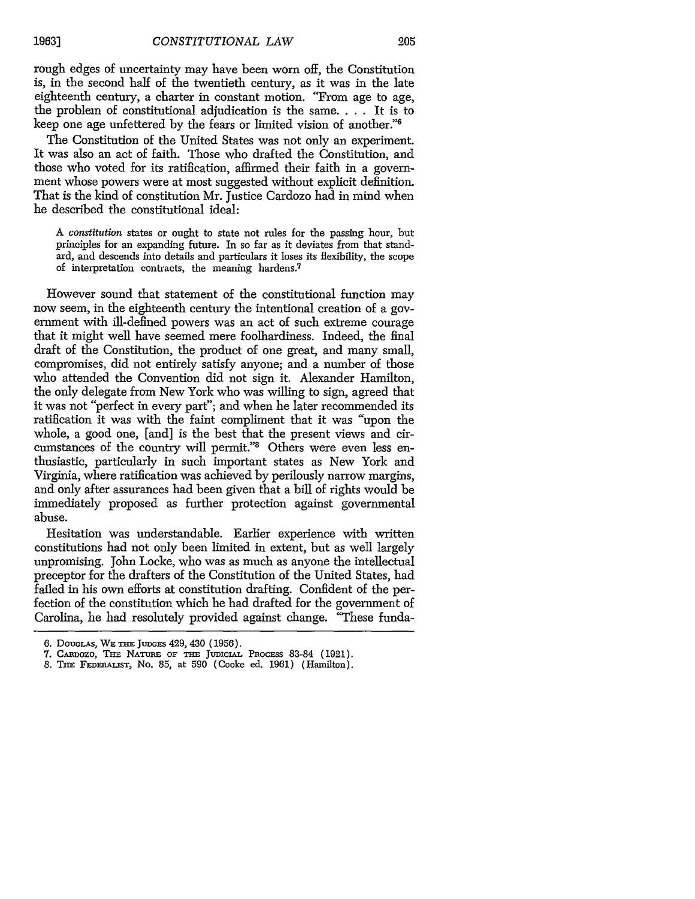rough edges of uncertainty may have been worn off, the Constitution is, in the second half of the twentieth century, as it was in the late eighteenth century, a charter in constant motion. "From age to age, the problem of constitutional adjudication is the same. . . . It is to keep one age unfettered by the fears or limited vision of another."[6]

The Constitution of the United States was not only an experiment. It was also an act of faith. Those who drafted the Constitution, and those who voted for its ratification, affirmed their faith in a government whose powers were at most suggested without explicit definition. That is the kind of constitution Mr. Justice Cardozo had in mind when he described the constitutional ideal:

> A *constitution* states or ought to state not rules for the passing hour, but principles for an expanding future. In so far as it deviates from that standard, and descends into details and particulars it loses its flexibility, the scope of interpretation contracts, the meaning hardens.[7]

However sound that statement of the constitutional function may now seem, in the eighteenth century the intentional creation of a government with ill-defined powers was an act of such extreme courage that it might well have seemed mere foolhardiness. Indeed, the final draft of the Constitution, the product of one great, and many small, compromises, did not entirely satisfy anyone; and a number of those who attended the Convention did not sign it. Alexander Hamilton, the only delegate from New York who was willing to sign, agreed that it was not "perfect in every part"; and when he later recommended its ratification it was with the faint compliment that it was "upon the whole, a good one, [and] is the best that the present views and circumstances of the country will permit."[8] Others were even less enthusiastic, particularly in such important states as New York and Virginia, where ratification was achieved by perilously narrow margins, and only after assurances had been given that a bill of rights would be immediately proposed as further protection against governmental abuse.

Hesitation was understandable. Earlier experience with written constitutions had not only been limited in extent, but as well largely unpromising. John Locke, who was as much as anyone the intellectual preceptor for the drafters of the Constitution of the United States, had failed in his own efforts at constitution drafting. Confident of the perfection of the constitution which he had drafted for the government of Carolina, he had resolutely provided against change. "These funda-

---

6. DOUGLAS, WE THE JUDGES 429, 430 (1956).
7. CARDOZO, THE NATURE OF THE JUDICIAL PROCESS 83-84 (1921).
8. THE FEDERALIST, No. 85, at 590 (Cooke ed. 1961) (Hamilton).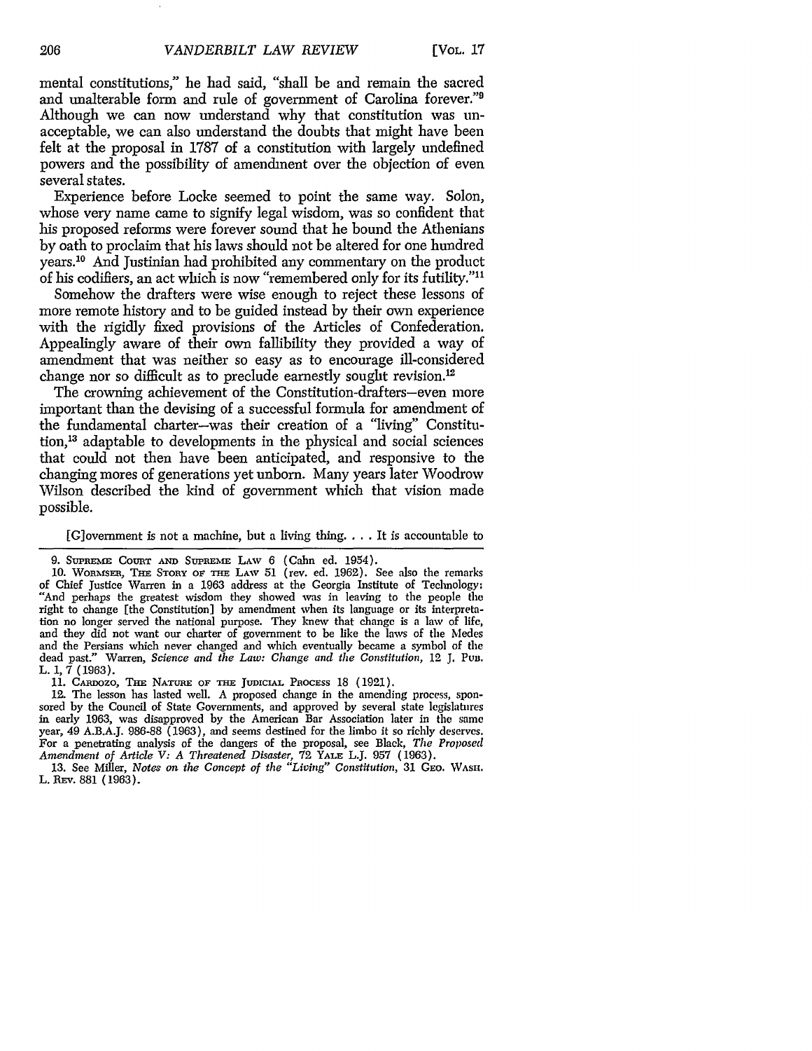mental constitutions," he had said, "shall be and remain the sacred and unalterable form and rule of government of Carolina forever."[9] Although we can now understand why that constitution was unacceptable, we can also understand the doubts that might have been felt at the proposal in 1787 of a constitution with largely undefined powers and the possibility of amendment over the objection of even several states.

Experience before Locke seemed to point the same way. Solon, whose very name came to signify legal wisdom, was so confident that his proposed reforms were forever sound that he bound the Athenians by oath to proclaim that his laws should not be altered for one hundred years.[10] And Justinian had prohibited any commentary on the product of his codifiers, an act which is now "remembered only for its futility."[11]

Somehow the drafters were wise enough to reject these lessons of more remote history and to be guided instead by their own experience with the rigidly fixed provisions of the Articles of Confederation. Appealingly aware of their own fallibility they provided a way of amendment that was neither so easy as to encourage ill-considered change nor so difficult as to preclude earnestly sought revision.[12]

The crowning achievement of the Constitution-drafters—even more important than the devising of a successful formula for amendment of the fundamental charter—was their creation of a "living" Constitution,[13] adaptable to developments in the physical and social sciences that could not then have been anticipated, and responsive to the changing mores of generations yet unborn. Many years later Woodrow Wilson described the kind of government which that vision made possible.

> [G]overnment is not a machine, but a living thing. . . . It is accountable to

9. SUPREME COURT AND SUPREME LAW 6 (Cahn ed. 1954).

10. WORMSER, THE STORY OF THE LAW 51 (rev. ed. 1962). See also the remarks of Chief Justice Warren in a 1963 address at the Georgia Institute of Technology: "And perhaps the greatest wisdom they showed was in leaving to the people the right to change [the Constitution] by amendment when its language or its interpretation no longer served the national purpose. They knew that change is a law of life, and they did not want our charter of government to be like the laws of the Medes and the Persians which never changed and which eventually became a symbol of the dead past." Warren, *Science and the Law: Change and the Constitution*, 12 J. PUB. L. 1, 7 (1963).

11. CARDOZO, THE NATURE OF THE JUDICIAL PROCESS 18 (1921).

12. The lesson has lasted well. A proposed change in the amending process, sponsored by the Council of State Governments, and approved by several state legislatures in early 1963, was disapproved by the American Bar Association later in the same year, 49 A.B.A.J. 986-88 (1963), and seems destined for the limbo it so richly deserves. For a penetrating analysis of the dangers of the proposal, see Black, *The Proposed Amendment of Article V: A Threatened Disaster*, 72 YALE L.J. 957 (1963).

13. See Miller, *Notes on the Concept of the "Living" Constitution*, 31 GEO. WASH. L. REV. 881 (1963).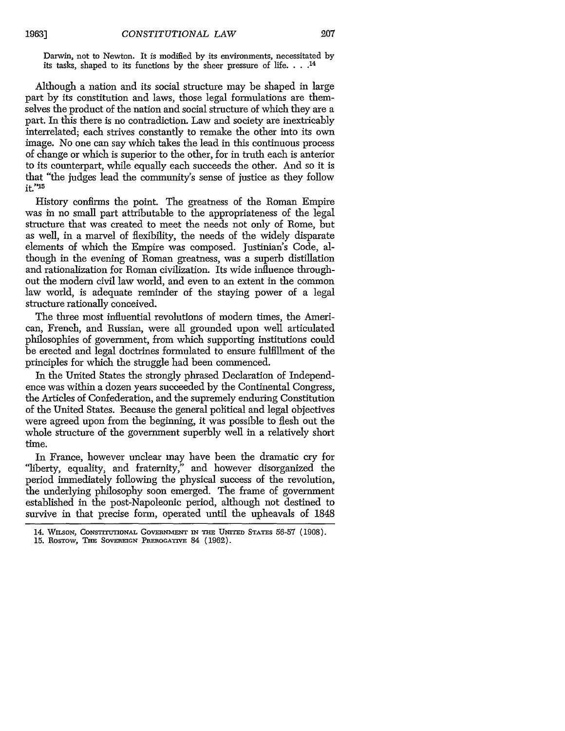> Darwin, not to Newton. It is modified by its environments, necessitated by its tasks, shaped to its functions by the sheer pressure of life. . . .[14]

Although a nation and its social structure may be shaped in large part by its constitution and laws, those legal formulations are themselves the product of the nation and social structure of which they are a part. In this there is no contradiction. Law and society are inextricably interrelated; each strives constantly to remake the other into its own image. No one can say which takes the lead in this continuous process of change or which is superior to the other, for in truth each is anterior to its counterpart, while equally each succeeds the other. And so it is that "the judges lead the community's sense of justice as they follow it."[15]

History confirms the point. The greatness of the Roman Empire was in no small part attributable to the appropriateness of the legal structure that was created to meet the needs not only of Rome, but as well, in a marvel of flexibility, the needs of the widely disparate elements of which the Empire was composed. Justinian's Code, although in the evening of Roman greatness, was a superb distillation and rationalization for Roman civilization. Its wide influence throughout the modern civil law world, and even to an extent in the common law world, is adequate reminder of the staying power of a legal structure rationally conceived.

The three most influential revolutions of modern times, the American, French, and Russian, were all grounded upon well articulated philosophies of government, from which supporting institutions could be erected and legal doctrines formulated to ensure fulfillment of the principles for which the struggle had been commenced.

In the United States the strongly phrased Declaration of Independence was within a dozen years succeeded by the Continental Congress, the Articles of Confederation, and the supremely enduring Constitution of the United States. Because the general political and legal objectives were agreed upon from the beginning, it was possible to flesh out the whole structure of the government superbly well in a relatively short time.

In France, however unclear may have been the dramatic cry for "liberty, equality, and fraternity," and however disorganized the period immediately following the physical success of the revolution, the underlying philosophy soon emerged. The frame of government established in the post-Napoleonic period, although not destined to survive in that precise form, operated until the upheavals of 1848

14. Wilson, Constitutional Government in the United States 56-57 (1908).
15. Rostow, The Sovereign Prerogative 84 (1962).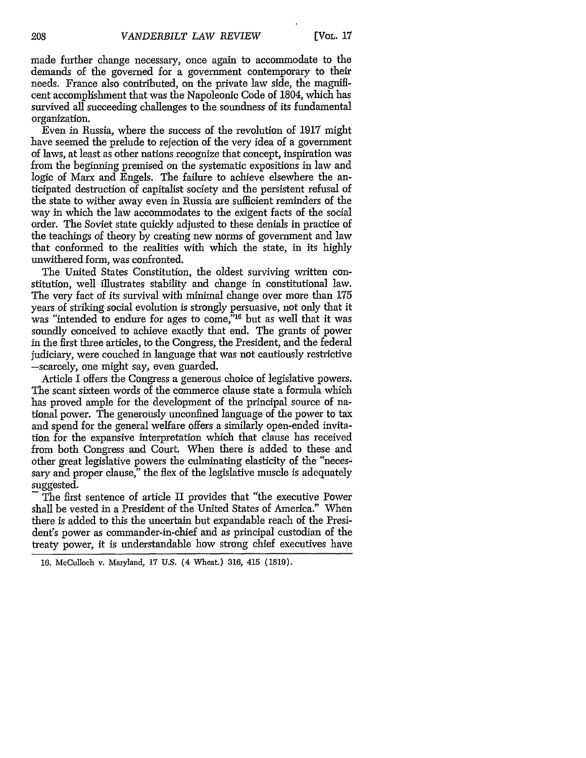made further change necessary, once again to accommodate to the demands of the governed for a government contemporary to their needs. France also contributed, on the private law side, the magnificent accomplishment that was the Napoleonic Code of 1804, which has survived all succeeding challenges to the soundness of its fundamental organization.

Even in Russia, where the success of the revolution of 1917 might have seemed the prelude to rejection of the very idea of a government of laws, at least as other nations recognize that concept, inspiration was from the beginning premised on the systematic expositions in law and logic of Marx and Engels. The failure to achieve elsewhere the anticipated destruction of capitalist society and the persistent refusal of the state to wither away even in Russia are sufficient reminders of the way in which the law accommodates to the exigent facts of the social order. The Soviet state quickly adjusted to these denials in practice of the teachings of theory by creating new norms of government and law that conformed to the realities with which the state, in its highly unwithered form, was confronted.

The United States Constitution, the oldest surviving written constitution, well illustrates stability and change in constitutional law. The very fact of its survival with minimal change over more than 175 years of striking social evolution is strongly persuasive, not only that it was "intended to endure for ages to come,"[16] but as well that it was soundly conceived to achieve exactly that end. The grants of power in the first three articles, to the Congress, the President, and the federal judiciary, were couched in language that was not cautiously restrictive —scarcely, one might say, even guarded.

Article I offers the Congress a generous choice of legislative powers. The scant sixteen words of the commerce clause state a formula which has proved ample for the development of the principal source of national power. The generously unconfined language of the power to tax and spend for the general welfare offers a similarly open-ended invitation for the expansive interpretation which that clause has received from both Congress and Court. When there is added to these and other great legislative powers the culminating elasticity of the "necessary and proper clause," the flex of the legislative muscle is adequately suggested.

The first sentence of article II provides that "the executive Power shall be vested in a President of the United States of America." When there is added to this the uncertain but expandable reach of the President's power as commander-in-chief and as principal custodian of the treaty power, it is understandable how strong chief executives have

16. McCulloch v. Maryland, 17 U.S. (4 Wheat.) 316, 415 (1819).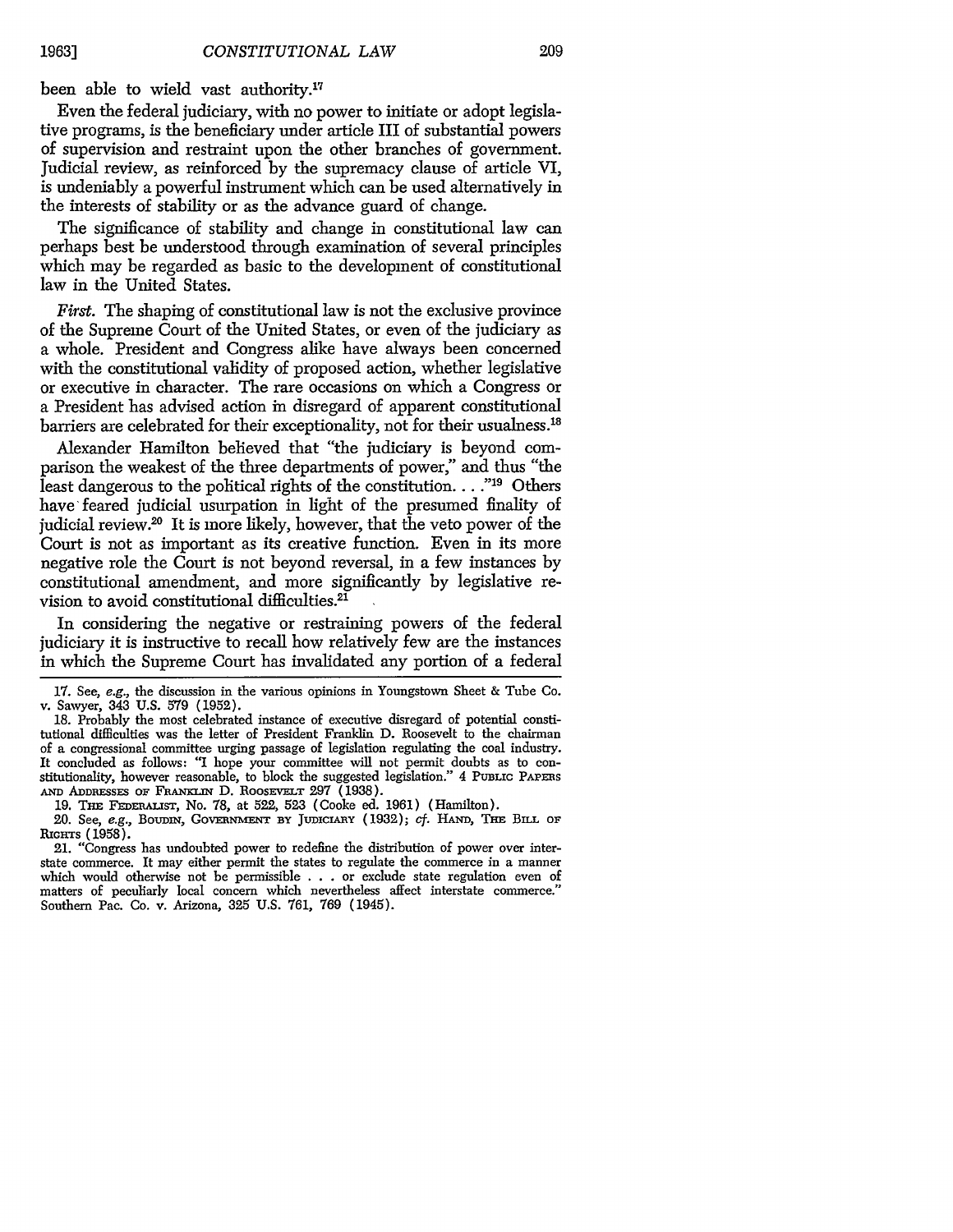been able to wield vast authority.[17]

Even the federal judiciary, with no power to initiate or adopt legislative programs, is the beneficiary under article III of substantial powers of supervision and restraint upon the other branches of government. Judicial review, as reinforced by the supremacy clause of article VI, is undeniably a powerful instrument which can be used alternatively in the interests of stability or as the advance guard of change.

The significance of stability and change in constitutional law can perhaps best be understood through examination of several principles which may be regarded as basic to the development of constitutional law in the United States.

*First.* The shaping of constitutional law is not the exclusive province of the Supreme Court of the United States, or even of the judiciary as a whole. President and Congress alike have always been concerned with the constitutional validity of proposed action, whether legislative or executive in character. The rare occasions on which a Congress or a President has advised action in disregard of apparent constitutional barriers are celebrated for their exceptionality, not for their usualness.[18]

Alexander Hamilton believed that "the judiciary is beyond comparison the weakest of the three departments of power," and thus "the least dangerous to the political rights of the constitution. . . ."[19] Others have feared judicial usurpation in light of the presumed finality of judicial review.[20] It is more likely, however, that the veto power of the Court is not as important as its creative function. Even in its more negative role the Court is not beyond reversal, in a few instances by constitutional amendment, and more significantly by legislative revision to avoid constitutional difficulties.[21]

In considering the negative or restraining powers of the federal judiciary it is instructive to recall how relatively few are the instances in which the Supreme Court has invalidated any portion of a federal

---

17. See, *e.g.*, the discussion in the various opinions in Youngstown Sheet & Tube Co. v. Sawyer, 343 U.S. 579 (1952).

18. Probably the most celebrated instance of executive disregard of potential constitutional difficulties was the letter of President Franklin D. Roosevelt to the chairman of a congressional committee urging passage of legislation regulating the coal industry. It concluded as follows: "I hope your committee will not permit doubts as to constitutionality, however reasonable, to block the suggested legislation." 4 PUBLIC PAPERS AND ADDRESSES OF FRANKLIN D. ROOSEVELT 297 (1938).

19. THE FEDERALIST, No. 78, at 522, 523 (Cooke ed. 1961) (Hamilton).

20. See, *e.g.*, BOUDIN, GOVERNMENT BY JUDICIARY (1932); *cf.* HAND, THE BILL OF RIGHTS (1958).

21. "Congress has undoubted power to redefine the distribution of power over interstate commerce. It may either permit the states to regulate the commerce in a manner which would otherwise not be permissible . . . or exclude state regulation even of matters of peculiarly local concern which nevertheless affect interstate commerce." Southern Pac. Co. v. Arizona, 325 U.S. 761, 769 (1945).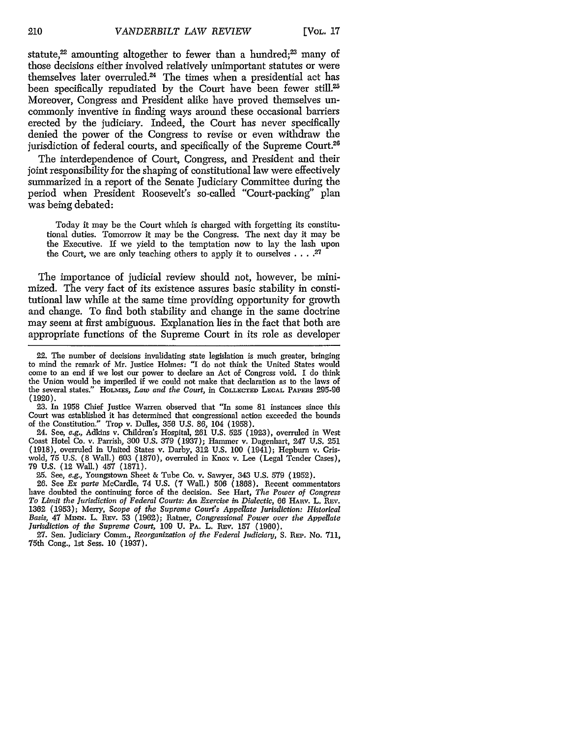statute,[22] amounting altogether to fewer than a hundred;[23] many of those decisions either involved relatively unimportant statutes or were themselves later overruled.[24] The times when a presidential act has been specifically repudiated by the Court have been fewer still.[25] Moreover, Congress and President alike have proved themselves uncommonly inventive in finding ways around these occasional barriers erected by the judiciary. Indeed, the Court has never specifically denied the power of the Congress to revise or even withdraw the jurisdiction of federal courts, and specifically of the Supreme Court.[26]

The interdependence of Court, Congress, and President and their joint responsibility for the shaping of constitutional law were effectively summarized in a report of the Senate Judiciary Committee during the period when President Roosevelt's so-called "Court-packing" plan was being debated:

> Today it may be the Court which is charged with forgetting its constitutional duties. Tomorrow it may be the Congress. The next day it may be the Executive. If we yield to the temptation now to lay the lash upon the Court, we are only teaching others to apply it to ourselves . . . .[27]

The importance of judicial review should not, however, be minimized. The very fact of its existence assures basic stability in constitutional law while at the same time providing opportunity for growth and change. To find both stability and change in the same doctrine may seem at first ambiguous. Explanation lies in the fact that both are appropriate functions of the Supreme Court in its role as developer

---

22. The number of decisions invalidating state legislation is much greater, bringing to mind the remark of Mr. Justice Holmes: "I do not think the United States would come to an end if we lost our power to declare an Act of Congress void. I do think the Union would be imperiled if we could not make that declaration as to the laws of the several states." HOLMES, *Law and the Court*, in COLLECTED LEGAL PAPERS 295-96 (1920).

23. In 1958 Chief Justice Warren observed that "In some 81 instances since this Court was established it has determined that congressional action exceeded the bounds of the Constitution." Trop v. Dulles, 356 U.S. 86, 104 (1958).

24. See, *e.g.*, Adkins v. Children's Hospital, 261 U.S. 525 (1923), overruled in West Coast Hotel Co. v. Parrish, 300 U.S. 379 (1937); Hammer v. Dagenhart, 247 U.S. 251 (1918), overruled in United States v. Darby, 312 U.S. 100 (1941); Hepburn v. Griswold, 75 U.S. (8 Wall.) 603 (1870), overruled in Knox v. Lee (Legal Tender Cases), 79 U.S. (12 Wall.) 457 (1871).

25. See, *e.g.*, Youngstown Sheet & Tube Co. v. Sawyer, 343 U.S. 579 (1952).

26. See *Ex parte* McCardle, 74 U.S. (7 Wall.) 506 (1868). Recent commentators have doubted the continuing force of the decision. See Hart, *The Power of Congress To Limit the Jurisdiction of Federal Courts: An Exercise in Dialectic*, 66 HARV. L. REV. 1362 (1953); Merry, *Scope of the Supreme Court's Appellate Jurisdiction: Historical Basis*, 47 MINN. L. REV. 53 (1962); Ratner, *Congressional Power over the Appellate Jurisdiction of the Supreme Court*, 109 U. PA. L. REV. 157 (1960).

27. Sen. Judiciary Comm., *Reorganization of the Federal Judiciary*, S. REP. No. 711, 75th Cong., 1st Sess. 10 (1937).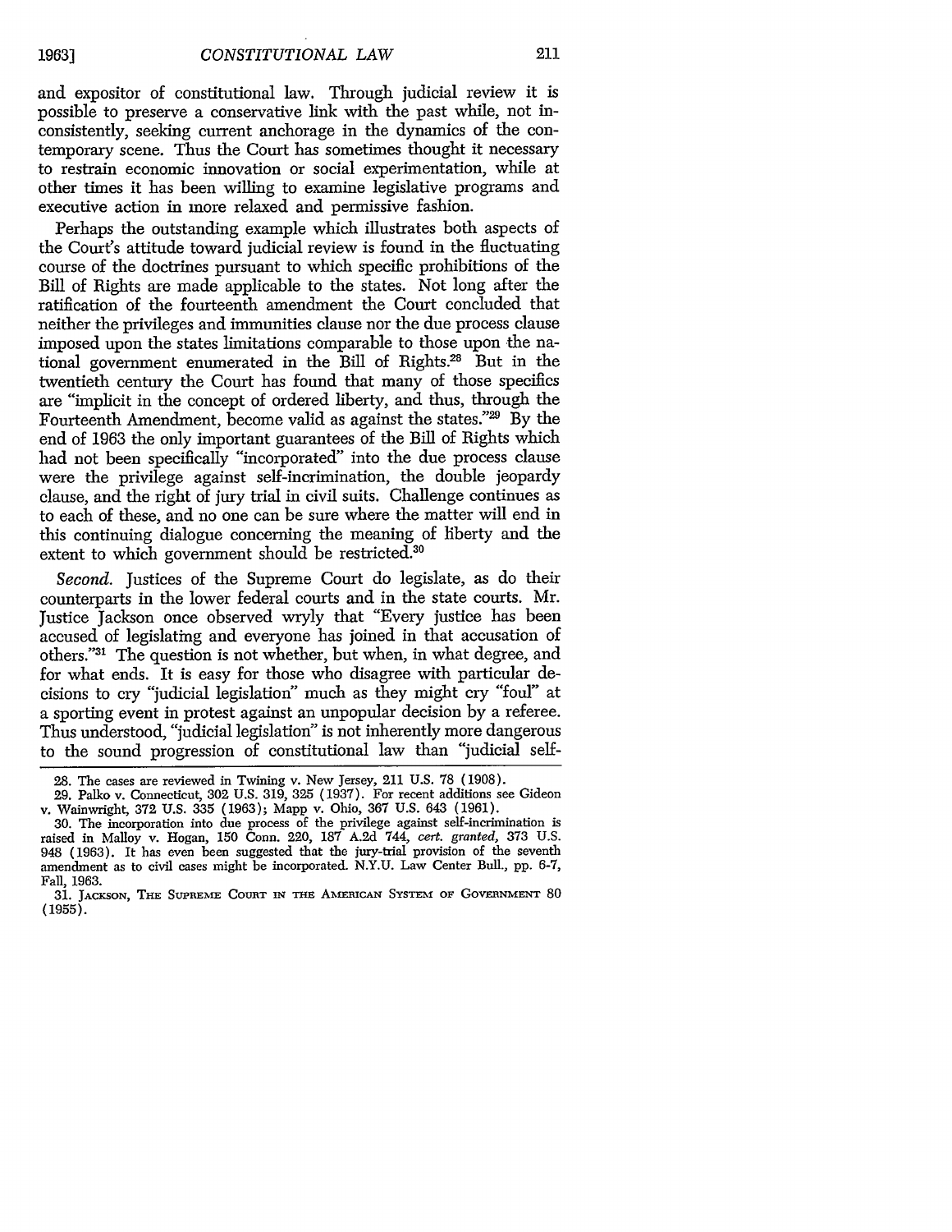and expositor of constitutional law. Through judicial review it is possible to preserve a conservative link with the past while, not inconsistently, seeking current anchorage in the dynamics of the contemporary scene. Thus the Court has sometimes thought it necessary to restrain economic innovation or social experimentation, while at other times it has been willing to examine legislative programs and executive action in more relaxed and permissive fashion.

Perhaps the outstanding example which illustrates both aspects of the Court's attitude toward judicial review is found in the fluctuating course of the doctrines pursuant to which specific prohibitions of the Bill of Rights are made applicable to the states. Not long after the ratification of the fourteenth amendment the Court concluded that neither the privileges and immunities clause nor the due process clause imposed upon the states limitations comparable to those upon the national government enumerated in the Bill of Rights.[28] But in the twentieth century the Court has found that many of those specifics are "implicit in the concept of ordered liberty, and thus, through the Fourteenth Amendment, become valid as against the states."[29] By the end of 1963 the only important guarantees of the Bill of Rights which had not been specifically "incorporated" into the due process clause were the privilege against self-incrimination, the double jeopardy clause, and the right of jury trial in civil suits. Challenge continues as to each of these, and no one can be sure where the matter will end in this continuing dialogue concerning the meaning of liberty and the extent to which government should be restricted.[30]

*Second.* Justices of the Supreme Court do legislate, as do their counterparts in the lower federal courts and in the state courts. Mr. Justice Jackson once observed wryly that "Every justice has been accused of legislating and everyone has joined in that accusation of others."[31] The question is not whether, but when, in what degree, and for what ends. It is easy for those who disagree with particular decisions to cry "judicial legislation" much as they might cry "foul" at a sporting event in protest against an unpopular decision by a referee. Thus understood, "judicial legislation" is not inherently more dangerous to the sound progression of constitutional law than "judicial self-

---

28. The cases are reviewed in Twining v. New Jersey, 211 U.S. 78 (1908).

29. Palko v. Connecticut, 302 U.S. 319, 325 (1937). For recent additions see Gideon v. Wainwright, 372 U.S. 335 (1963); Mapp v. Ohio, 367 U.S. 643 (1961).

30. The incorporation into due process of the privilege against self-incrimination is raised in Malloy v. Hogan, 150 Conn. 220, 187 A.2d 744, *cert. granted,* 373 U.S. 948 (1963). It has even been suggested that the jury-trial provision of the seventh amendment as to civil cases might be incorporated. N.Y.U. Law Center Bull., pp. 6-7, Fall, 1963.

31. JACKSON, THE SUPREME COURT IN THE AMERICAN SYSTEM OF GOVERNMENT 80 (1955).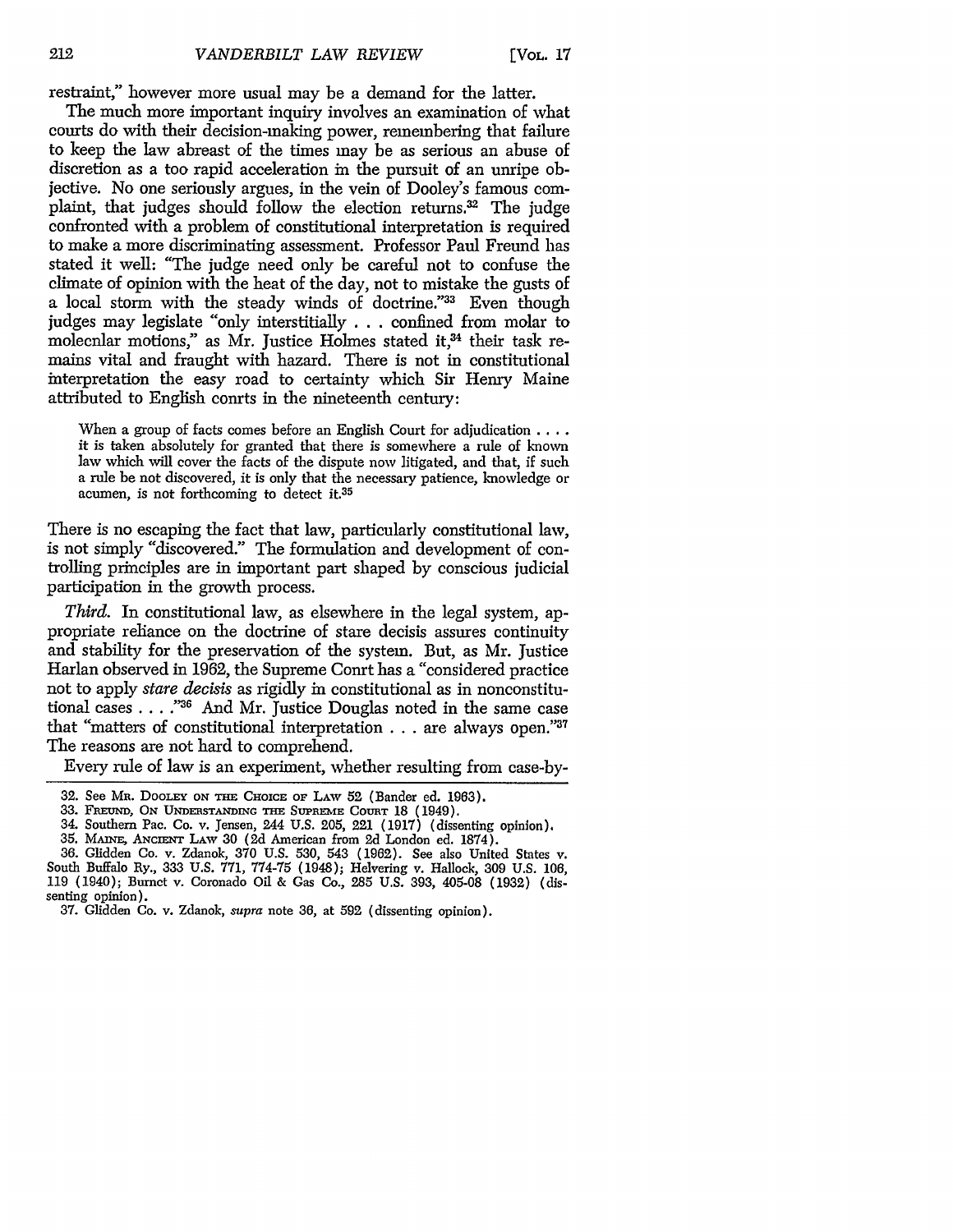restraint," however more usual may be a demand for the latter.

The much more important inquiry involves an examination of what courts do with their decision-making power, remembering that failure to keep the law abreast of the times may be as serious an abuse of discretion as a too rapid acceleration in the pursuit of an unripe objective. No one seriously argues, in the vein of Dooley's famous complaint, that judges should follow the election returns.[32] The judge confronted with a problem of constitutional interpretation is required to make a more discriminating assessment. Professor Paul Freund has stated it well: "The judge need only be careful not to confuse the climate of opinion with the heat of the day, not to mistake the gusts of a local storm with the steady winds of doctrine."[33] Even though judges may legislate "only interstitially . . . confined from molar to molecular motions," as Mr. Justice Holmes stated it,[34] their task remains vital and fraught with hazard. There is not in constitutional interpretation the easy road to certainty which Sir Henry Maine attributed to English courts in the nineteenth century:

> When a group of facts comes before an English Court for adjudication . . . . it is taken absolutely for granted that there is somewhere a rule of known law which will cover the facts of the dispute now litigated, and that, if such a rule be not discovered, it is only that the necessary patience, knowledge or acumen, is not forthcoming to detect it.[35]

There is no escaping the fact that law, particularly constitutional law, is not simply "discovered." The formulation and development of controlling principles are in important part shaped by conscious judicial participation in the growth process.

*Third.* In constitutional law, as elsewhere in the legal system, appropriate reliance on the doctrine of stare decisis assures continuity and stability for the preservation of the system. But, as Mr. Justice Harlan observed in 1962, the Supreme Court has a "considered practice not to apply *stare decisis* as rigidly in constitutional as in nonconstitutional cases . . . ."[36] And Mr. Justice Douglas noted in the same case that "matters of constitutional interpretation . . . are always open."[37] The reasons are not hard to comprehend.

Every rule of law is an experiment, whether resulting from case-by-

---

32. See Mr. Dooley on the Choice of Law 52 (Bander ed. 1963).

33. Freund, On Understanding the Supreme Court 18 (1949).

34. Southern Pac. Co. v. Jensen, 244 U.S. 205, 221 (1917) (dissenting opinion).

35. Maine, Ancient Law 30 (2d American from 2d London ed. 1874).

36. Glidden Co. v. Zdanok, 370 U.S. 530, 543 (1962). See also United States v. South Buffalo Ry., 333 U.S. 771, 774-75 (1948); Helvering v. Hallock, 309 U.S. 106, 119 (1940); Burnet v. Coronado Oil & Gas Co., 285 U.S. 393, 405-08 (1932) (dissenting opinion).

37. Glidden Co. v. Zdanok, *supra* note 36, at 592 (dissenting opinion).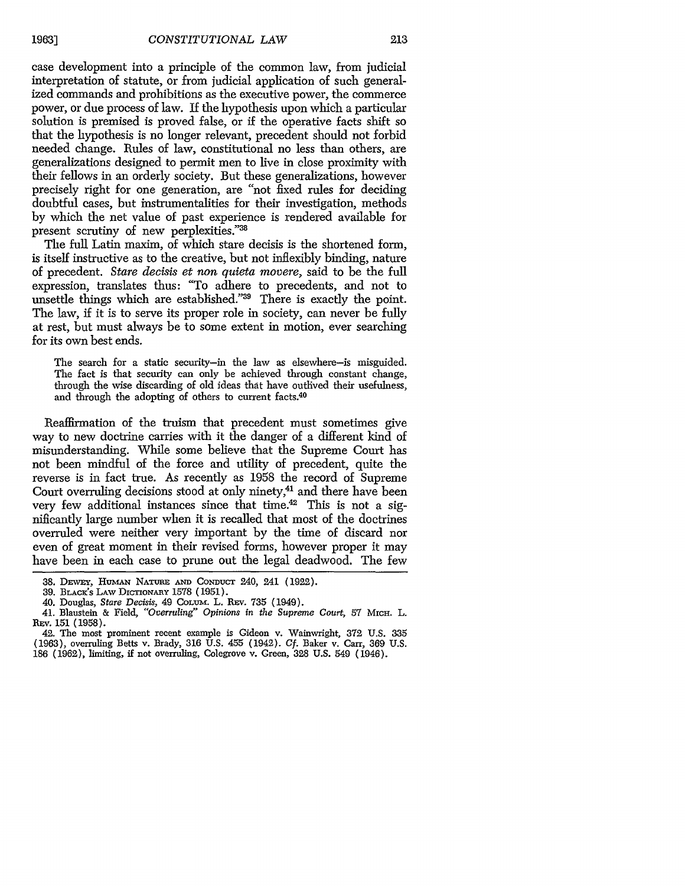case development into a principle of the common law, from judicial interpretation of statute, or from judicial application of such generalized commands and prohibitions as the executive power, the commerce power, or due process of law. If the hypothesis upon which a particular solution is premised is proved false, or if the operative facts shift so that the hypothesis is no longer relevant, precedent should not forbid needed change. Rules of law, constitutional no less than others, are generalizations designed to permit men to live in close proximity with their fellows in an orderly society. But these generalizations, however precisely right for one generation, are "not fixed rules for deciding doubtful cases, but instrumentalities for their investigation, methods by which the net value of past experience is rendered available for present scrutiny of new perplexities."[38]

The full Latin maxim, of which stare decisis is the shortened form, is itself instructive as to the creative, but not inflexibly binding, nature of precedent. *Stare decisis et non quieta movere,* said to be the full expression, translates thus: "To adhere to precedents, and not to unsettle things which are established."[39] There is exactly the point. The law, if it is to serve its proper role in society, can never be fully at rest, but must always be to some extent in motion, ever searching for its own best ends.

> The search for a static security—in the law as elsewhere—is misguided. The fact is that security can only be achieved through constant change, through the wise discarding of old ideas that have outlived their usefulness, and through the adopting of others to current facts.[40]

Reaffirmation of the truism that precedent must sometimes give way to new doctrine carries with it the danger of a different kind of misunderstanding. While some believe that the Supreme Court has not been mindful of the force and utility of precedent, quite the reverse is in fact true. As recently as 1958 the record of Supreme Court overruling decisions stood at only ninety,[41] and there have been very few additional instances since that time.[42] This is not a significantly large number when it is recalled that most of the doctrines overruled were neither very important by the time of discard nor even of great moment in their revised forms, however proper it may have been in each case to prune out the legal deadwood. The few

---

38. DEWEY, HUMAN NATURE AND CONDUCT 240, 241 (1922).

39. BLACK'S LAW DICTIONARY 1578 (1951).

40. Douglas, *Stare Decisis,* 49 COLUM. L. REV. 735 (1949).

41. Blaustein & Field, *"Overruling" Opinions in the Supreme Court,* 57 MICH. L. REV. 151 (1958).

42. The most prominent recent example is Gideon v. Wainwright, 372 U.S. 335 (1963), overruling Betts v. Brady, 316 U.S. 455 (1942). *Cf.* Baker v. Carr, 369 U.S. 186 (1962), limiting, if not overruling, Colegrove v. Green, 328 U.S. 549 (1946).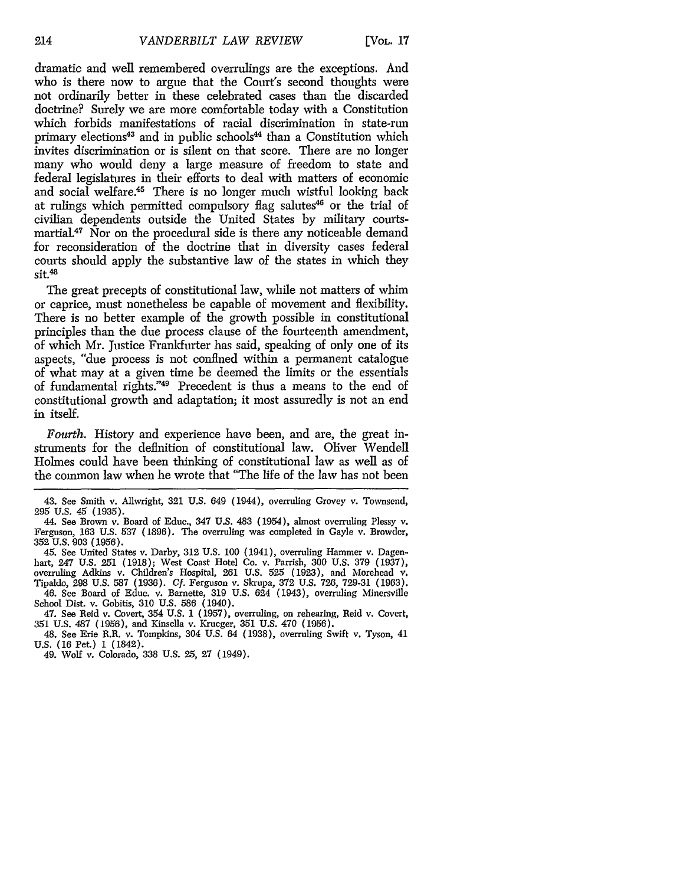dramatic and well remembered overrulings are the exceptions. And who is there now to argue that the Court's second thoughts were not ordinarily better in these celebrated cases than the discarded doctrine? Surely we are more comfortable today with a Constitution which forbids manifestations of racial discrimination in state-run primary elections[43] and in public schools[44] than a Constitution which invites discrimination or is silent on that score. There are no longer many who would deny a large measure of freedom to state and federal legislatures in their efforts to deal with matters of economic and social welfare.[45] There is no longer much wistful looking back at rulings which permitted compulsory flag salutes[46] or the trial of civilian dependents outside the United States by military courts-martial.[47] Nor on the procedural side is there any noticeable demand for reconsideration of the doctrine that in diversity cases federal courts should apply the substantive law of the states in which they sit.[48]

The great precepts of constitutional law, while not matters of whim or caprice, must nonetheless be capable of movement and flexibility. There is no better example of the growth possible in constitutional principles than the due process clause of the fourteenth amendment, of which Mr. Justice Frankfurter has said, speaking of only one of its aspects, "due process is not confined within a permanent catalogue of what may at a given time be deemed the limits or the essentials of fundamental rights."[49] Precedent is thus a means to the end of constitutional growth and adaptation; it most assuredly is not an end in itself.

*Fourth.* History and experience have been, and are, the great instruments for the definition of constitutional law. Oliver Wendell Holmes could have been thinking of constitutional law as well as of the common law when he wrote that "The life of the law has not been

---

43. See Smith v. Allwright, 321 U.S. 649 (1944), overruling Grovey v. Townsend, 295 U.S. 45 (1935).

44. See Brown v. Board of Educ., 347 U.S. 483 (1954), almost overruling Plessy v. Ferguson, 163 U.S. 537 (1896). The overruling was completed in Gayle v. Browder, 352 U.S. 903 (1956).

45. See United States v. Darby, 312 U.S. 100 (1941), overruling Hammer v. Dagenhart, 247 U.S. 251 (1918); West Coast Hotel Co. v. Parrish, 300 U.S. 379 (1937), overruling Adkins v. Children's Hospital, 261 U.S. 525 (1923), and Morehead v. Tipaldo, 298 U.S. 587 (1936). *Cf.* Ferguson v. Skrupa, 372 U.S. 726, 729-31 (1963).

46. See Board of Educ. v. Barnette, 319 U.S. 624 (1943), overruling Minersville School Dist. v. Gobitis, 310 U.S. 586 (1940).

47. See Reid v. Covert, 354 U.S. 1 (1957), overruling, on rehearing, Reid v. Covert, 351 U.S. 487 (1956), and Kinsella v. Krueger, 351 U.S. 470 (1956).

48. See Erie R.R. v. Tompkins, 304 U.S. 64 (1938), overruling Swift v. Tyson, 41 U.S. (16 Pet.) 1 (1842).

49. Wolf v. Colorado, 338 U.S. 25, 27 (1949).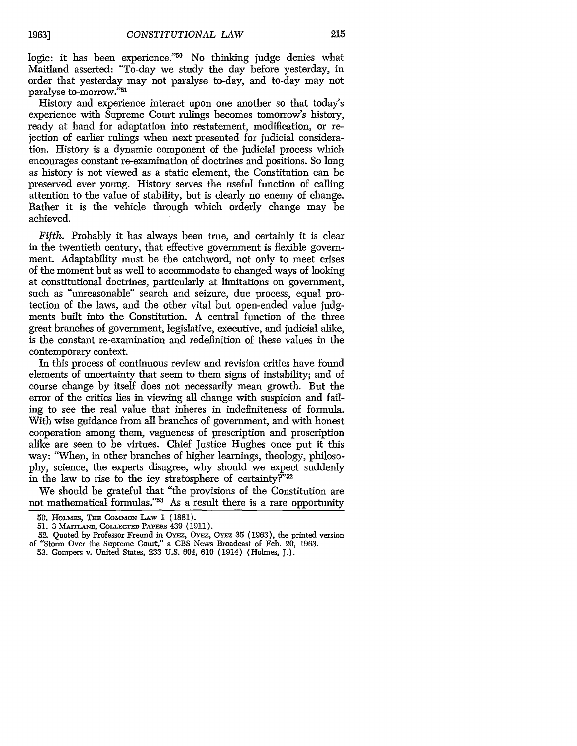logic: it has been experience."[50] No thinking judge denies what Maitland asserted: "To-day we study the day before yesterday, in order that yesterday may not paralyse to-day, and to-day may not paralyse to-morrow."[51]

History and experience interact upon one another so that today's experience with Supreme Court rulings becomes tomorrow's history, ready at hand for adaptation into restatement, modification, or rejection of earlier rulings when next presented for judicial consideration. History is a dynamic component of the judicial process which encourages constant re-examination of doctrines and positions. So long as history is not viewed as a static element, the Constitution can be preserved ever young. History serves the useful function of calling attention to the value of stability, but is clearly no enemy of change. Rather it is the vehicle through which orderly change may be achieved.

*Fifth.* Probably it has always been true, and certainly it is clear in the twentieth century, that effective government is flexible government. Adaptability must be the catchword, not only to meet crises of the moment but as well to accommodate to changed ways of looking at constitutional doctrines, particularly at limitations on government, such as "unreasonable" search and seizure, due process, equal protection of the laws, and the other vital but open-ended value judgments built into the Constitution. A central function of the three great branches of government, legislative, executive, and judicial alike, is the constant re-examination and redefinition of these values in the contemporary context.

In this process of continuous review and revision critics have found elements of uncertainty that seem to them signs of instability; and of course change by itself does not necessarily mean growth. But the error of the critics lies in viewing all change with suspicion and failing to see the real value that inheres in indefiniteness of formula. With wise guidance from all branches of government, and with honest cooperation among them, vagueness of prescription and proscription alike are seen to be virtues. Chief Justice Hughes once put it this way: "When, in other branches of higher learnings, theology, philosophy, science, the experts disagree, why should we expect suddenly in the law to rise to the icy stratosphere of certainty?"[52]

We should be grateful that "the provisions of the Constitution are not mathematical formulas."[53] As a result there is a rare opportunity

50. HOLMES, THE COMMON LAW 1 (1881).

51. 3 MAITLAND, COLLECTED PAPERS 439 (1911).

52. Quoted by Professor Freund in OYEZ, OYEZ, OYEZ 35 (1963), the printed version of "Storm Over the Supreme Court," a CBS News Broadcast of Feb. 20, 1963.

53. Gompers v. United States, 233 U.S. 604, 610 (1914) (Holmes, J.).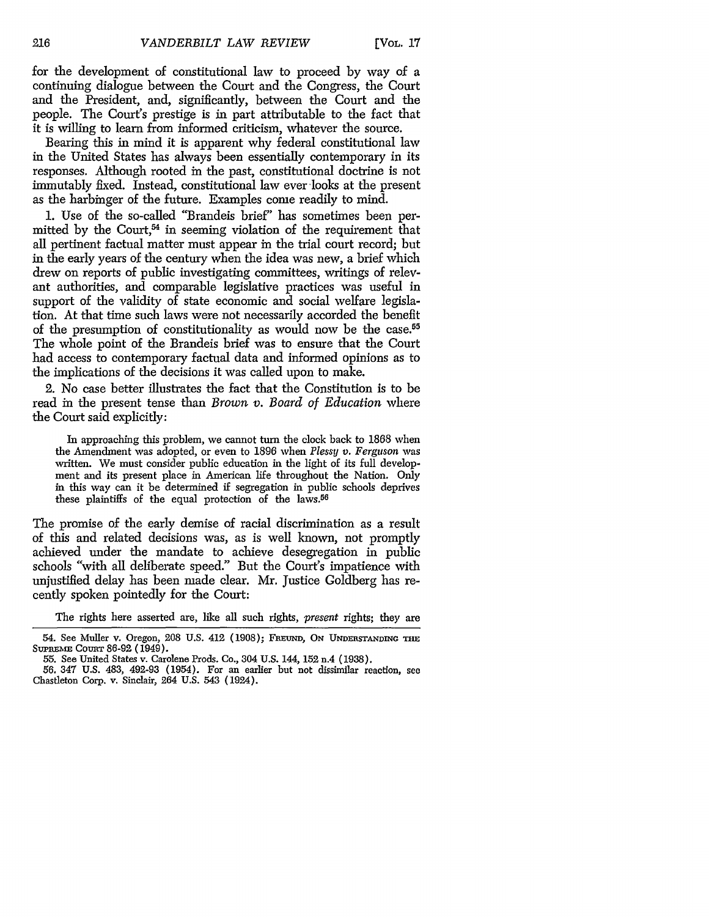for the development of constitutional law to proceed by way of a continuing dialogue between the Court and the Congress, the Court and the President, and, significantly, between the Court and the people. The Court's prestige is in part attributable to the fact that it is willing to learn from informed criticism, whatever the source.

Bearing this in mind it is apparent why federal constitutional law in the United States has always been essentially contemporary in its responses. Although rooted in the past, constitutional doctrine is not immutably fixed. Instead, constitutional law ever looks at the present as the harbinger of the future. Examples come readily to mind.

1. Use of the so-called "Brandeis brief" has sometimes been permitted by the Court,[54] in seeming violation of the requirement that all pertinent factual matter must appear in the trial court record; but in the early years of the century when the idea was new, a brief which drew on reports of public investigating committees, writings of relevant authorities, and comparable legislative practices was useful in support of the validity of state economic and social welfare legislation. At that time such laws were not necessarily accorded the benefit of the presumption of constitutionality as would now be the case.[55] The whole point of the Brandeis brief was to ensure that the Court had access to contemporary factual data and informed opinions as to the implications of the decisions it was called upon to make.

2. No case better illustrates the fact that the Constitution is to be read in the present tense than *Brown v. Board of Education* where the Court said explicitly:

> In approaching this problem, we cannot turn the clock back to 1868 when the Amendment was adopted, or even to 1896 when *Plessy v. Ferguson* was written. We must consider public education in the light of its full development and its present place in American life throughout the Nation. Only in this way can it be determined if segregation in public schools deprives these plaintiffs of the equal protection of the laws.[56]

The promise of the early demise of racial discrimination as a result of this and related decisions was, as is well known, not promptly achieved under the mandate to achieve desegregation in public schools "with all deliberate speed." But the Court's impatience with unjustified delay has been made clear. Mr. Justice Goldberg has recently spoken pointedly for the Court:

> The rights here asserted are, like all such rights, *present* rights; they are

---

54. See Muller v. Oregon, 208 U.S. 412 (1908); FREUND, ON UNDERSTANDING THE SUPREME COURT 86-92 (1949).

55. See United States v. Carolene Prods. Co., 304 U.S. 144, 152 n.4 (1938).

56. 347 U.S. 483, 492-93 (1954). For an earlier but not dissimilar reaction, see Chastleton Corp. v. Sinclair, 264 U.S. 543 (1924).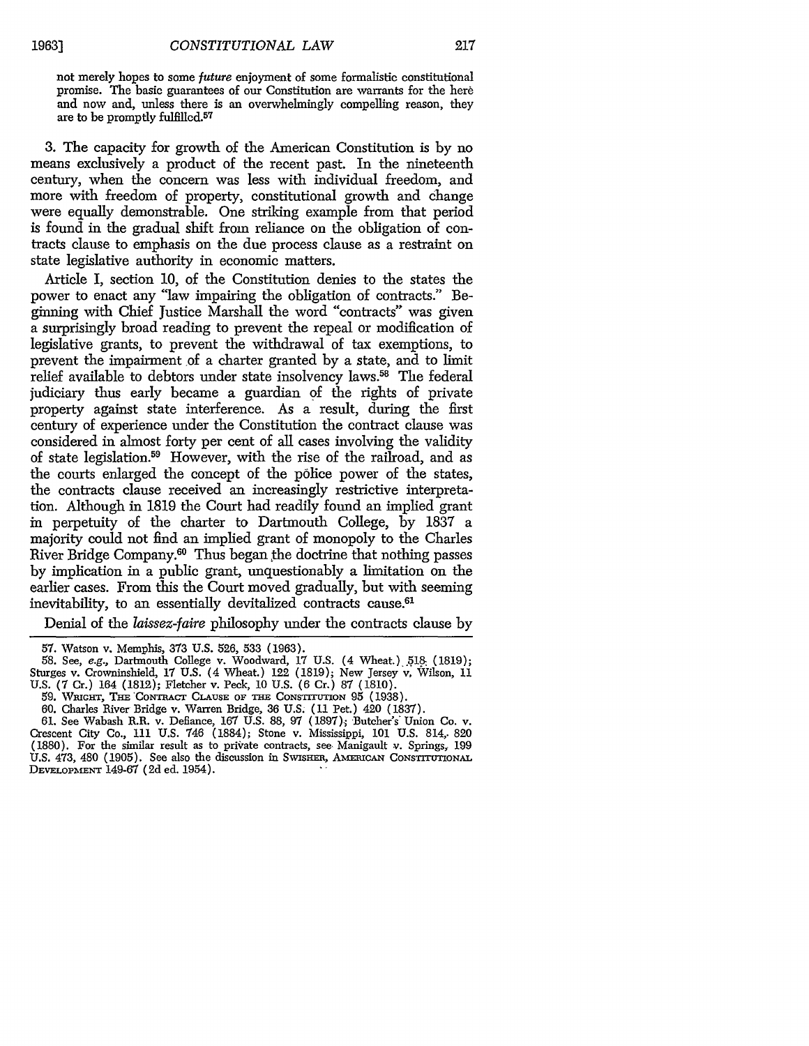not merely hopes to some *future* enjoyment of some formalistic constitutional promise. The basic guarantees of our Constitution are warrants for the here and now and, unless there is an overwhelmingly compelling reason, they are to be promptly fulfilled.[57]

3. The capacity for growth of the American Constitution is by no means exclusively a product of the recent past. In the nineteenth century, when the concern was less with individual freedom, and more with freedom of property, constitutional growth and change were equally demonstrable. One striking example from that period is found in the gradual shift from reliance on the obligation of contracts clause to emphasis on the due process clause as a restraint on state legislative authority in economic matters.

Article I, section 10, of the Constitution denies to the states the power to enact any "law impairing the obligation of contracts." Beginning with Chief Justice Marshall the word "contracts" was given a surprisingly broad reading to prevent the repeal or modification of legislative grants, to prevent the withdrawal of tax exemptions, to prevent the impairment of a charter granted by a state, and to limit relief available to debtors under state insolvency laws.[58] The federal judiciary thus early became a guardian of the rights of private property against state interference. As a result, during the first century of experience under the Constitution the contract clause was considered in almost forty per cent of all cases involving the validity of state legislation.[59] However, with the rise of the railroad, and as the courts enlarged the concept of the police power of the states, the contracts clause received an increasingly restrictive interpretation. Although in 1819 the Court had readily found an implied grant in perpetuity of the charter to Dartmouth College, by 1837 a majority could not find an implied grant of monopoly to the Charles River Bridge Company.[60] Thus began the doctrine that nothing passes by implication in a public grant, unquestionably a limitation on the earlier cases. From this the Court moved gradually, but with seeming inevitability, to an essentially devitalized contracts cause.[61]

Denial of the *laissez-faire* philosophy under the contracts clause by

57. Watson v. Memphis, 373 U.S. 526, 533 (1963).

58. See, *e.g.*, Dartmouth College v. Woodward, 17 U.S. (4 Wheat.) 518 (1819); Sturges v. Crowninshield, 17 U.S. (4 Wheat.) 122 (1819); New Jersey v. Wilson, 11 U.S. (7 Cr.) 164 (1812); Fletcher v. Peck, 10 U.S. (6 Cr.) 87 (1810).

59. WRIGHT, THE CONTRACT CLAUSE OF THE CONSTITUTION 95 (1938).

60. Charles River Bridge v. Warren Bridge, 36 U.S. (11 Pet.) 420 (1837).

61. See Wabash R.R. v. Defiance, 167 U.S. 88, 97 (1897); Butcher's Union Co. v. Crescent City Co., 111 U.S. 746 (1884); Stone v. Mississippi, 101 U.S. 814, 820 (1880). For the similar result as to private contracts, see Manigault v. Springs, 199 U.S. 473, 480 (1905). See also the discussion in SWISHER, AMERICAN CONSTITUTIONAL DEVELOPMENT 149-67 (2d ed. 1954).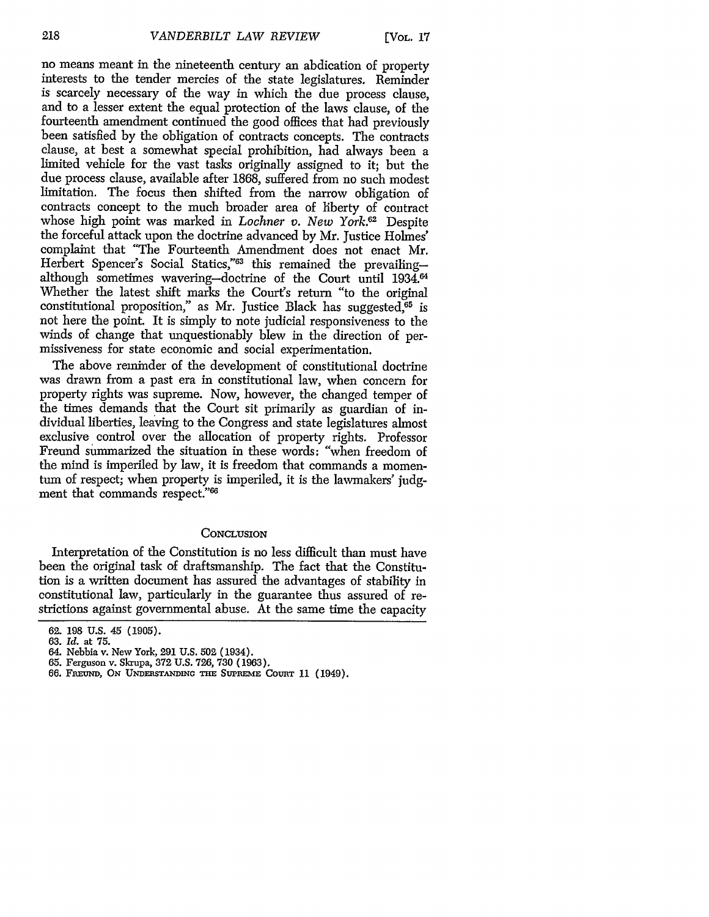no means meant in the nineteenth century an abdication of property interests to the tender mercies of the state legislatures. Reminder is scarcely necessary of the way in which the due process clause, and to a lesser extent the equal protection of the laws clause, of the fourteenth amendment continued the good offices that had previously been satisfied by the obligation of contracts concepts. The contracts clause, at best a somewhat special prohibition, had always been a limited vehicle for the vast tasks originally assigned to it; but the due process clause, available after 1868, suffered from no such modest limitation. The focus then shifted from the narrow obligation of contracts concept to the much broader area of liberty of contract whose high point was marked in *Lochner v. New York*.[62] Despite the forceful attack upon the doctrine advanced by Mr. Justice Holmes' complaint that "The Fourteenth Amendment does not enact Mr. Herbert Spencer's Social Statics,"[63] this remained the prevailing—although sometimes wavering—doctrine of the Court until 1934.[64] Whether the latest shift marks the Court's return "to the original constitutional proposition," as Mr. Justice Black has suggested,[65] is not here the point. It is simply to note judicial responsiveness to the winds of change that unquestionably blew in the direction of permissiveness for state economic and social experimentation.

The above reminder of the development of constitutional doctrine was drawn from a past era in constitutional law, when concern for property rights was supreme. Now, however, the changed temper of the times demands that the Court sit primarily as guardian of individual liberties, leaving to the Congress and state legislatures almost exclusive control over the allocation of property rights. Professor Freund summarized the situation in these words: "when freedom of the mind is imperiled by law, it is freedom that commands a momentum of respect; when property is imperiled, it is the lawmakers' judgment that commands respect."[66]

## CONCLUSION

Interpretation of the Constitution is no less difficult than must have been the original task of draftsmanship. The fact that the Constitution is a written document has assured the advantages of stability in constitutional law, particularly in the guarantee thus assured of restrictions against governmental abuse. At the same time the capacity

62. 198 U.S. 45 (1905).
63. *Id.* at 75.
64. Nebbia v. New York, 291 U.S. 502 (1934).
65. Ferguson v. Skrupa, 372 U.S. 726, 730 (1963).
66. FREUND, ON UNDERSTANDING THE SUPREME COURT 11 (1949).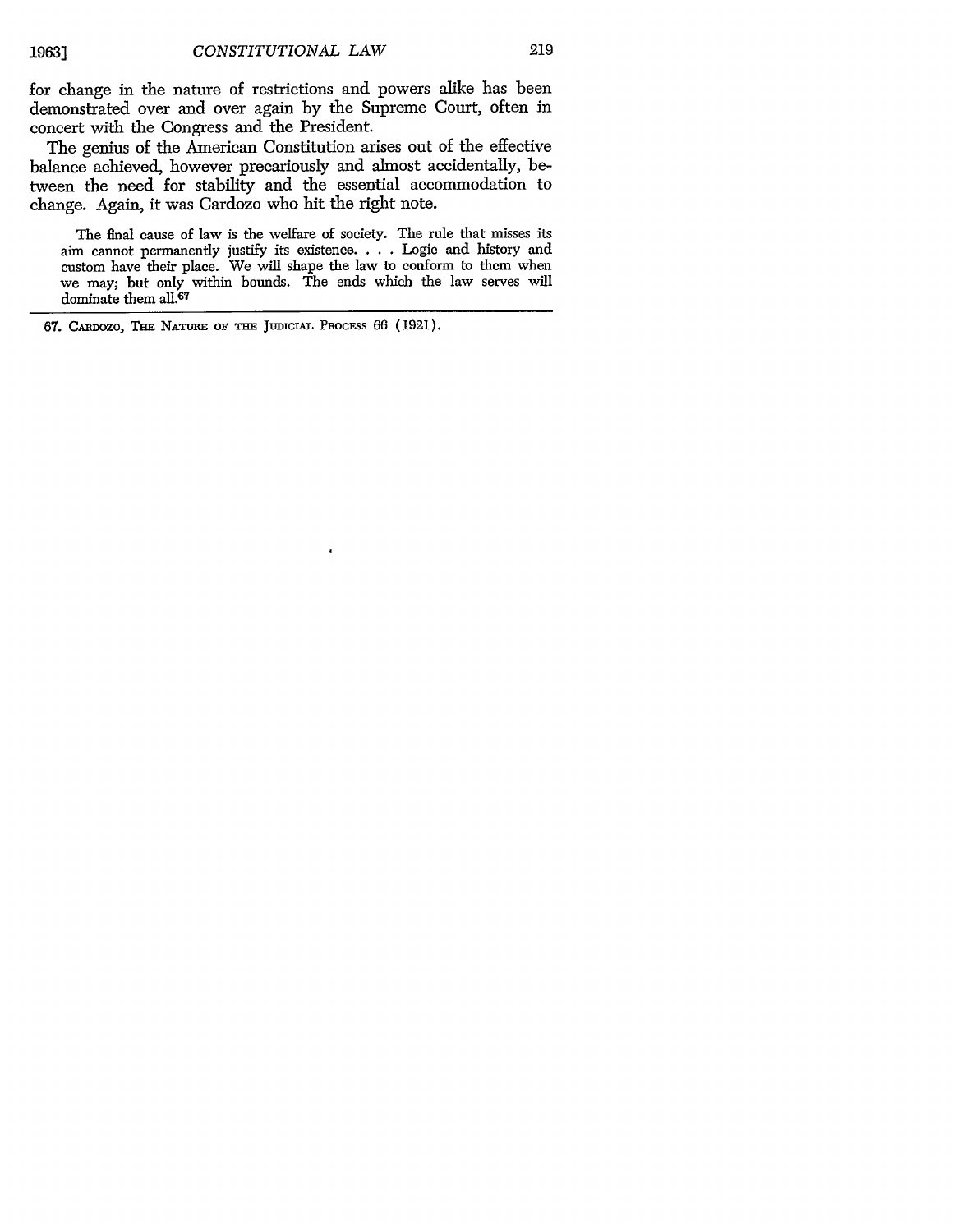for change in the nature of restrictions and powers alike has been demonstrated over and over again by the Supreme Court, often in concert with the Congress and the President.

The genius of the American Constitution arises out of the effective balance achieved, however precariously and almost accidentally, between the need for stability and the essential accommodation to change. Again, it was Cardozo who hit the right note.

> The final cause of law is the welfare of society. The rule that misses its aim cannot permanently justify its existence. . . . Logic and history and custom have their place. We will shape the law to conform to them when we may; but only within bounds. The ends which the law serves will dominate them all.[67]

---

67. CARDOZO, THE NATURE OF THE JUDICIAL PROCESS 66 (1921).